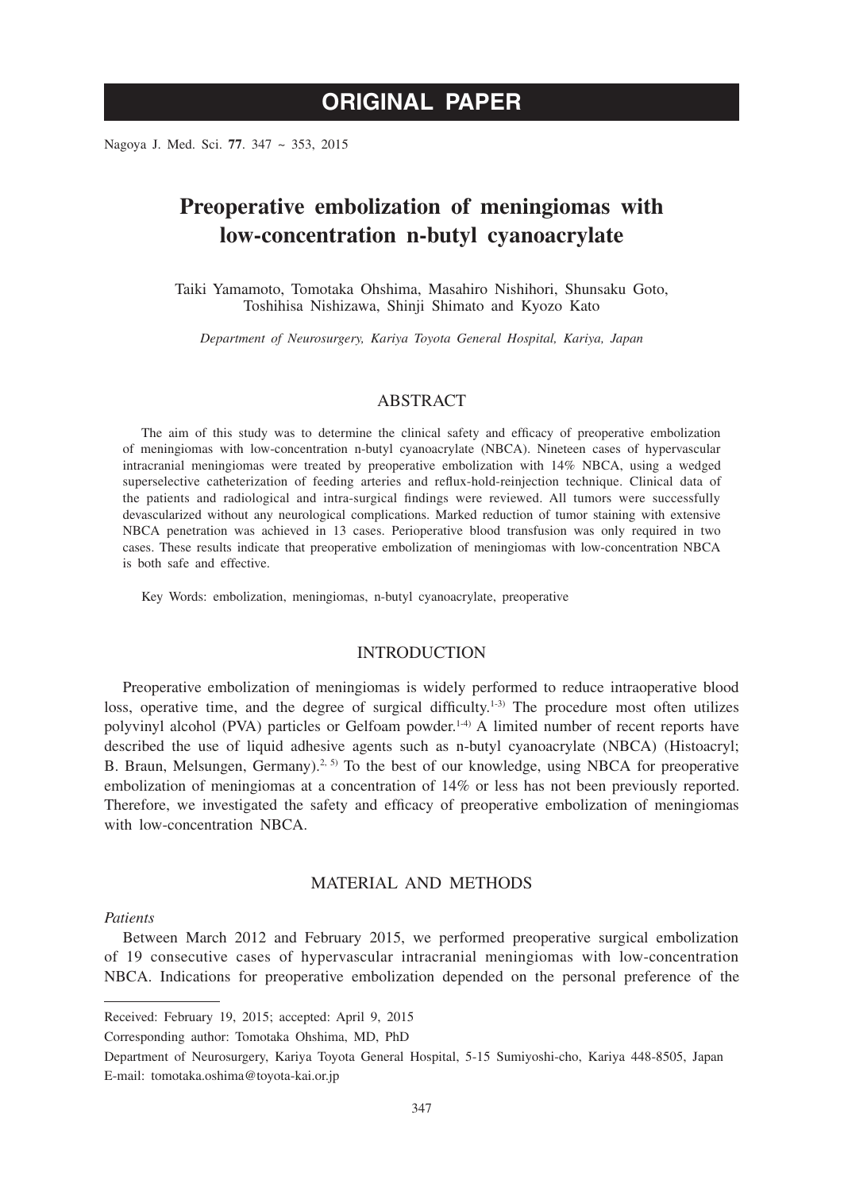ORIGINAL PAPER

# Preoperative embolization of meningiomas with low-concentration n-butyl cyanoacrylate

Taiki Yamamoto, Tomotaka Ohshima, Masahiro Nishihori, Shunsaku Goto, Toshihisa Nishizawa, Shinji Shimato and Kyozo Kato

*Department of Neurosurgery, Kariya Toyota General Hospital, Kariya, Japan*

## ABSTRACT

The aim of this study was to determine the clinical safety and efficacy of preoperative embolization of meningiomas with low-concentration n-butyl cyanoacrylate (NBCA). Nineteen cases of hypervascular intracranial meningiomas were treated by preoperative embolization with 14% NBCA, using a wedged superselective catheterization of feeding arteries and reflux-hold-reinjection technique. Clinical data of the patients and radiological and intra-surgical findings were reviewed. All tumors were successfully devascularized without any neurological complications. Marked reduction of tumor staining with extensive NBCA penetration was achieved in 13 cases. Perioperative blood transfusion was only required in two cases. These results indicate that preoperative embolization of meningiomas with low-concentration NBCA is both safe and effective.

Key Words: embolization, meningiomas, n-butyl cyanoacrylate, preoperative

## INTRODUCTION

Preoperative embolization of meningiomas is widely performed to reduce intraoperative blood loss, operative time, and the degree of surgical difficulty.[1-3] The procedure most often utilizes polyvinyl alcohol (PVA) particles or Gelfoam powder.[1-4] A limited number of recent reports have described the use of liquid adhesive agents such as n-butyl cyanoacrylate (NBCA) (Histoacryl; B. Braun, Melsungen, Germany).[2, 5] To the best of our knowledge, using NBCA for preoperative embolization of meningiomas at a concentration of 14% or less has not been previously reported. Therefore, we investigated the safety and efficacy of preoperative embolization of meningiomas with low-concentration NBCA.

## MATERIAL AND METHODS

### *Patients*

Between March 2012 and February 2015, we performed preoperative surgical embolization of 19 consecutive cases of hypervascular intracranial meningiomas with low-concentration NBCA. Indications for preoperative embolization depended on the personal preference of the

---

Received: February 19, 2015; accepted: April 9, 2015

Corresponding author: Tomotaka Ohshima, MD, PhD

Department of Neurosurgery, Kariya Toyota General Hospital, 5-15 Sumiyoshi-cho, Kariya 448-8505, Japan
E-mail: tomotaka.oshima@toyota-kai.or.jp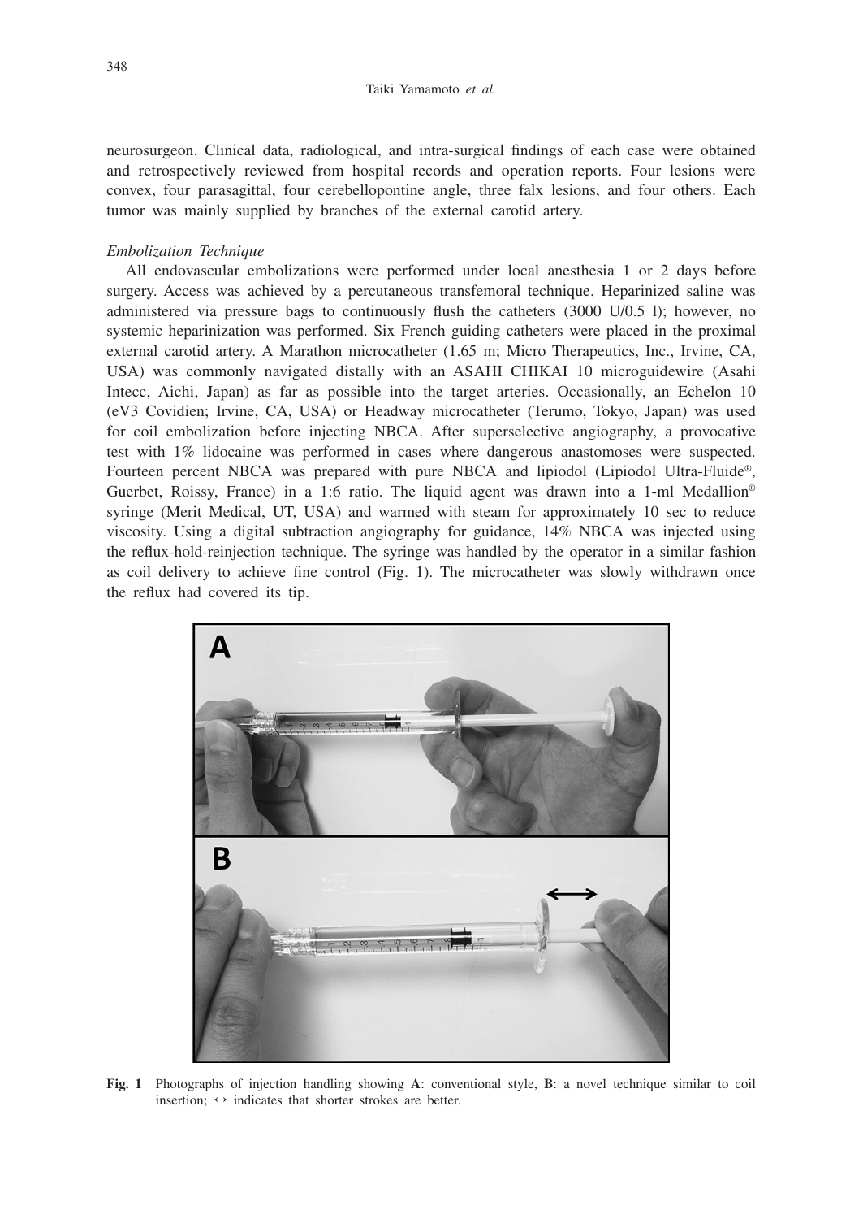neurosurgeon. Clinical data, radiological, and intra-surgical findings of each case were obtained and retrospectively reviewed from hospital records and operation reports. Four lesions were convex, four parasagittal, four cerebellopontine angle, three falx lesions, and four others. Each tumor was mainly supplied by branches of the external carotid artery.

*Embolization Technique*

All endovascular embolizations were performed under local anesthesia 1 or 2 days before surgery. Access was achieved by a percutaneous transfemoral technique. Heparinized saline was administered via pressure bags to continuously flush the catheters (3000 U/0.5 l); however, no systemic heparinization was performed. Six French guiding catheters were placed in the proximal external carotid artery. A Marathon microcatheter (1.65 m; Micro Therapeutics, Inc., Irvine, CA, USA) was commonly navigated distally with an ASAHI CHIKAI 10 microguidewire (Asahi Intecc, Aichi, Japan) as far as possible into the target arteries. Occasionally, an Echelon 10 (eV3 Covidien; Irvine, CA, USA) or Headway microcatheter (Terumo, Tokyo, Japan) was used for coil embolization before injecting NBCA. After superselective angiography, a provocative test with 1% lidocaine was performed in cases where dangerous anastomoses were suspected. Fourteen percent NBCA was prepared with pure NBCA and lipiodol (Lipiodol Ultra-Fluide®, Guerbet, Roissy, France) in a 1:6 ratio. The liquid agent was drawn into a 1-ml Medallion® syringe (Merit Medical, UT, USA) and warmed with steam for approximately 10 sec to reduce viscosity. Using a digital subtraction angiography for guidance, 14% NBCA was injected using the reflux-hold-reinjection technique. The syringe was handled by the operator in a similar fashion as coil delivery to achieve fine control (Fig. 1). The microcatheter was slowly withdrawn once the reflux had covered its tip.

**Fig. 1** Photographs of injection handling showing **A**: conventional style, **B**: a novel technique similar to coil insertion; ↔ indicates that shorter strokes are better.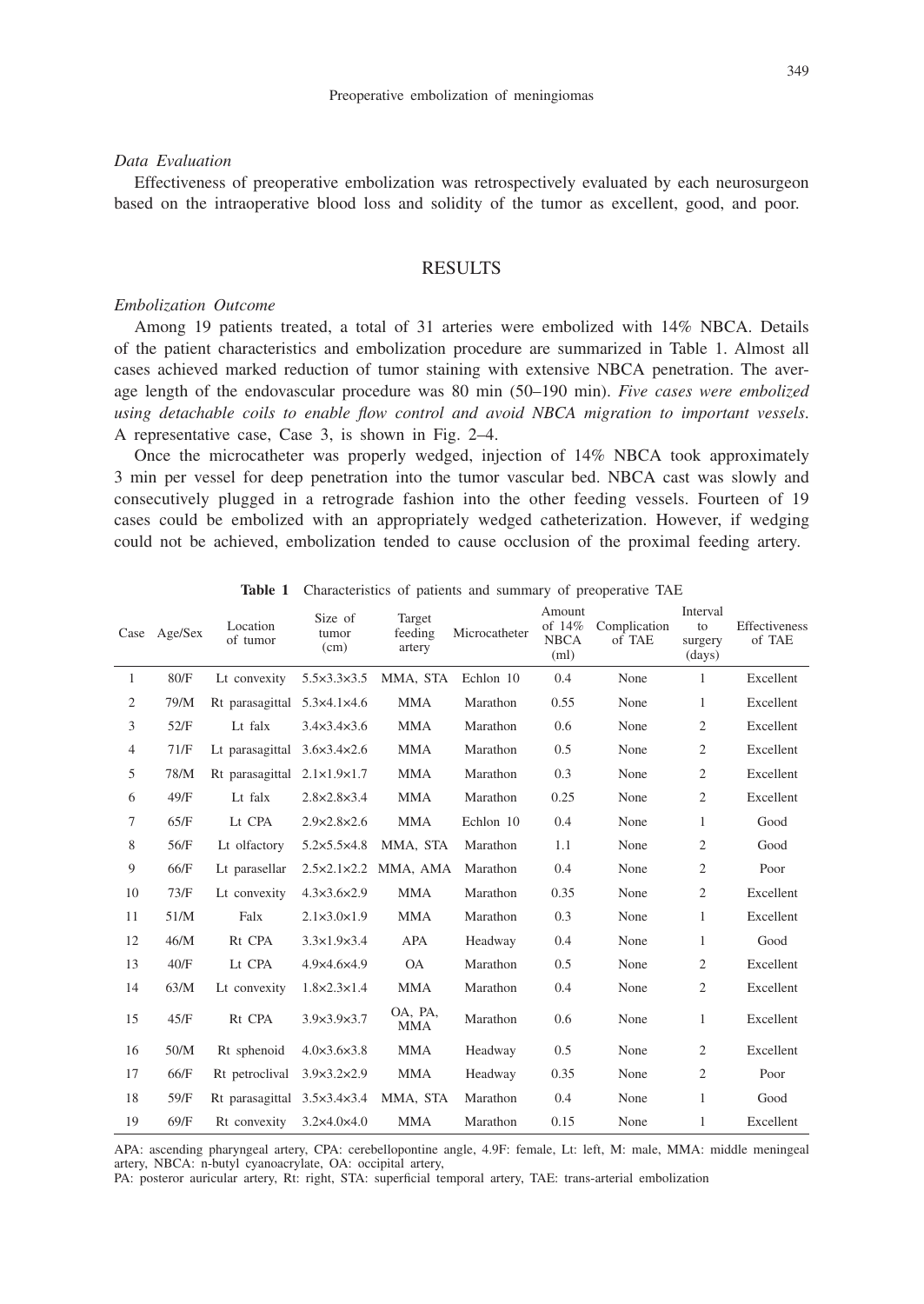### *Data Evaluation*

Effectiveness of preoperative embolization was retrospectively evaluated by each neurosurgeon based on the intraoperative blood loss and solidity of the tumor as excellent, good, and poor.

## RESULTS

### *Embolization Outcome*

Among 19 patients treated, a total of 31 arteries were embolized with 14% NBCA. Details of the patient characteristics and embolization procedure are summarized in Table 1. Almost all cases achieved marked reduction of tumor staining with extensive NBCA penetration. The average length of the endovascular procedure was 80 min (50–190 min). *Five cases were embolized using detachable coils to enable flow control and avoid NBCA migration to important vessels*. A representative case, Case 3, is shown in Fig. 2–4.

Once the microcatheter was properly wedged, injection of 14% NBCA took approximately 3 min per vessel for deep penetration into the tumor vascular bed. NBCA cast was slowly and consecutively plugged in a retrograde fashion into the other feeding vessels. Fourteen of 19 cases could be embolized with an appropriately wedged catheterization. However, if wedging could not be achieved, embolization tended to cause occlusion of the proximal feeding artery.

**Table 1** Characteristics of patients and summary of preoperative TAE

| Case | Age/Sex | Location of tumor | Size of tumor (cm) | Target feeding artery | Microcatheter | Amount of 14% NBCA (ml) | Complication of TAE | Interval to surgery (days) | Effectiveness of TAE |
|---|---|---|---|---|---|---|---|---|---|
| 1 | 80/F | Lt convexity | 5.5×3.3×3.5 | MMA, STA | Echlon 10 | 0.4 | None | 1 | Excellent |
| 2 | 79/M | Rt parasagittal | 5.3×4.1×4.6 | MMA | Marathon | 0.55 | None | 1 | Excellent |
| 3 | 52/F | Lt falx | 3.4×3.4×3.6 | MMA | Marathon | 0.6 | None | 2 | Excellent |
| 4 | 71/F | Lt parasagittal | 3.6×3.4×2.6 | MMA | Marathon | 0.5 | None | 2 | Excellent |
| 5 | 78/M | Rt parasagittal | 2.1×1.9×1.7 | MMA | Marathon | 0.3 | None | 2 | Excellent |
| 6 | 49/F | Lt falx | 2.8×2.8×3.4 | MMA | Marathon | 0.25 | None | 2 | Excellent |
| 7 | 65/F | Lt CPA | 2.9×2.8×2.6 | MMA | Echlon 10 | 0.4 | None | 1 | Good |
| 8 | 56/F | Lt olfactory | 5.2×5.5×4.8 | MMA, STA | Marathon | 1.1 | None | 2 | Good |
| 9 | 66/F | Lt parasellar | 2.5×2.1×2.2 | MMA, AMA | Marathon | 0.4 | None | 2 | Poor |
| 10 | 73/F | Lt convexity | 4.3×3.6×2.9 | MMA | Marathon | 0.35 | None | 2 | Excellent |
| 11 | 51/M | Falx | 2.1×3.0×1.9 | MMA | Marathon | 0.3 | None | 1 | Excellent |
| 12 | 46/M | Rt CPA | 3.3×1.9×3.4 | APA | Headway | 0.4 | None | 1 | Good |
| 13 | 40/F | Lt CPA | 4.9×4.6×4.9 | OA | Marathon | 0.5 | None | 2 | Excellent |
| 14 | 63/M | Lt convexity | 1.8×2.3×1.4 | MMA | Marathon | 0.4 | None | 2 | Excellent |
| 15 | 45/F | Rt CPA | 3.9×3.9×3.7 | OA, PA, MMA | Marathon | 0.6 | None | 1 | Excellent |
| 16 | 50/M | Rt sphenoid | 4.0×3.6×3.8 | MMA | Headway | 0.5 | None | 2 | Excellent |
| 17 | 66/F | Rt petroclival | 3.9×3.2×2.9 | MMA | Headway | 0.35 | None | 2 | Poor |
| 18 | 59/F | Rt parasagittal | 3.5×3.4×3.4 | MMA, STA | Marathon | 0.4 | None | 1 | Good |
| 19 | 69/F | Rt convexity | 3.2×4.0×4.0 | MMA | Marathon | 0.15 | None | 1 | Excellent |

APA: ascending pharyngeal artery, CPA: cerebellopontine angle, 4.9F: female, Lt: left, M: male, MMA: middle meningeal artery, NBCA: n-butyl cyanoacrylate, OA: occipital artery,
PA: posteror auricular artery, Rt: right, STA: superficial temporal artery, TAE: trans-arterial embolization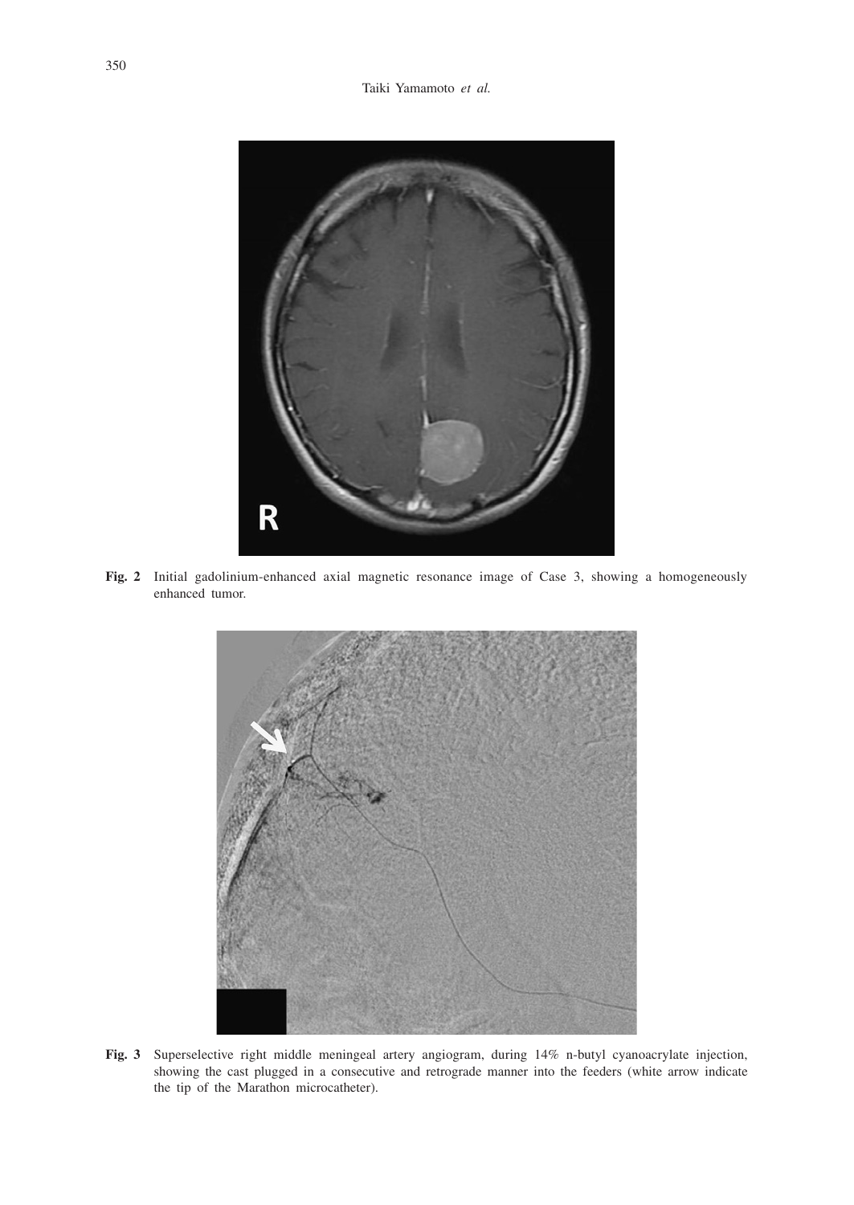**Fig. 2** Initial gadolinium-enhanced axial magnetic resonance image of Case 3, showing a homogeneously enhanced tumor.

**Fig. 3** Superselective right middle meningeal artery angiogram, during 14% n-butyl cyanoacrylate injection, showing the cast plugged in a consecutive and retrograde manner into the feeders (white arrow indicate the tip of the Marathon microcatheter).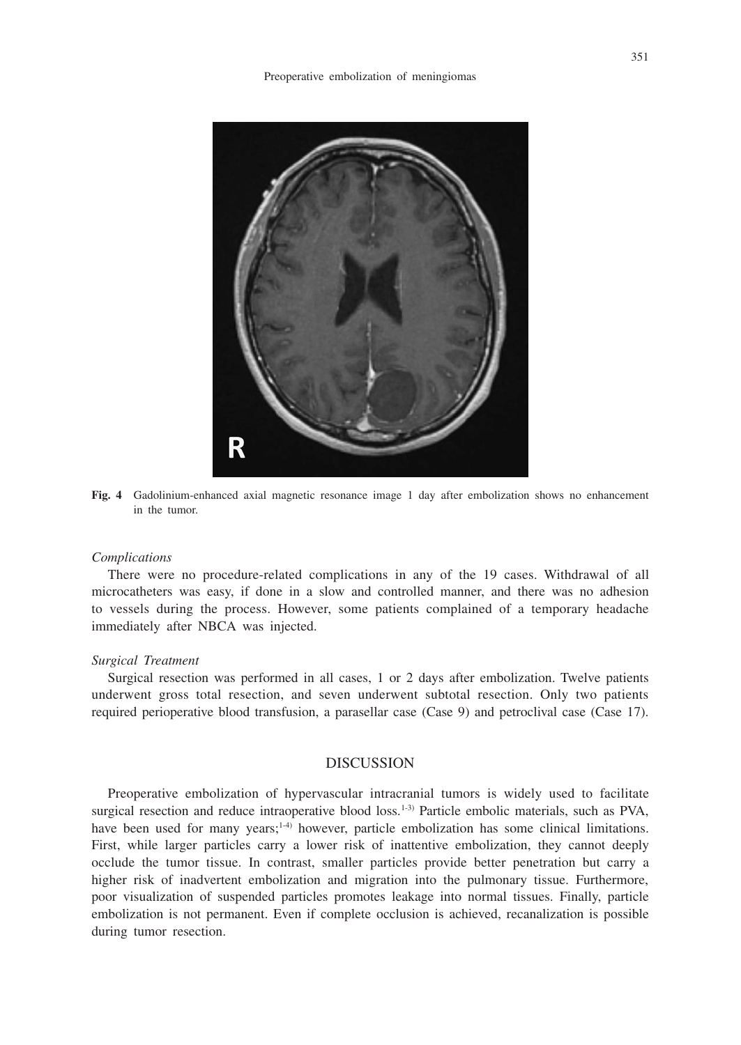**Fig. 4** Gadolinium-enhanced axial magnetic resonance image 1 day after embolization shows no enhancement in the tumor.

### *Complications*

There were no procedure-related complications in any of the 19 cases. Withdrawal of all microcatheters was easy, if done in a slow and controlled manner, and there was no adhesion to vessels during the process. However, some patients complained of a temporary headache immediately after NBCA was injected.

### *Surgical Treatment*

Surgical resection was performed in all cases, 1 or 2 days after embolization. Twelve patients underwent gross total resection, and seven underwent subtotal resection. Only two patients required perioperative blood transfusion, a parasellar case (Case 9) and petroclival case (Case 17).

## DISCUSSION

Preoperative embolization of hypervascular intracranial tumors is widely used to facilitate surgical resection and reduce intraoperative blood loss.[1-3] Particle embolic materials, such as PVA, have been used for many years;[1-4] however, particle embolization has some clinical limitations. First, while larger particles carry a lower risk of inattentive embolization, they cannot deeply occlude the tumor tissue. In contrast, smaller particles provide better penetration but carry a higher risk of inadvertent embolization and migration into the pulmonary tissue. Furthermore, poor visualization of suspended particles promotes leakage into normal tissues. Finally, particle embolization is not permanent. Even if complete occlusion is achieved, recanalization is possible during tumor resection.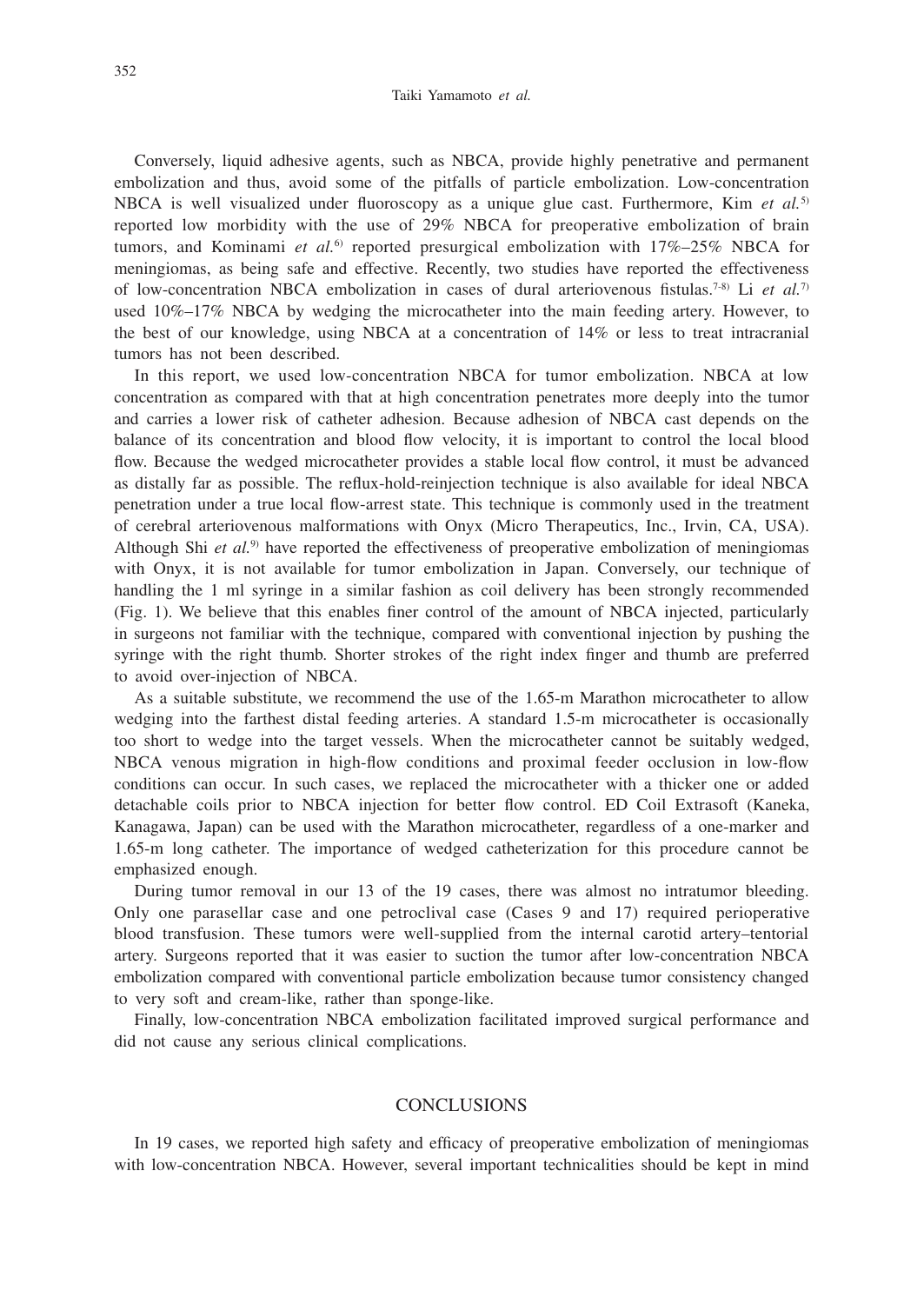Conversely, liquid adhesive agents, such as NBCA, provide highly penetrative and permanent embolization and thus, avoid some of the pitfalls of particle embolization. Low-concentration NBCA is well visualized under fluoroscopy as a unique glue cast. Furthermore, Kim *et al.*[5] reported low morbidity with the use of 29% NBCA for preoperative embolization of brain tumors, and Kominami *et al.*[6] reported presurgical embolization with 17%–25% NBCA for meningiomas, as being safe and effective. Recently, two studies have reported the effectiveness of low-concentration NBCA embolization in cases of dural arteriovenous fistulas.[7-8] Li *et al.*[7] used 10%–17% NBCA by wedging the microcatheter into the main feeding artery. However, to the best of our knowledge, using NBCA at a concentration of 14% or less to treat intracranial tumors has not been described.

In this report, we used low-concentration NBCA for tumor embolization. NBCA at low concentration as compared with that at high concentration penetrates more deeply into the tumor and carries a lower risk of catheter adhesion. Because adhesion of NBCA cast depends on the balance of its concentration and blood flow velocity, it is important to control the local blood flow. Because the wedged microcatheter provides a stable local flow control, it must be advanced as distally far as possible. The reflux-hold-reinjection technique is also available for ideal NBCA penetration under a true local flow-arrest state. This technique is commonly used in the treatment of cerebral arteriovenous malformations with Onyx (Micro Therapeutics, Inc., Irvin, CA, USA). Although Shi *et al.*[9] have reported the effectiveness of preoperative embolization of meningiomas with Onyx, it is not available for tumor embolization in Japan. Conversely, our technique of handling the 1 ml syringe in a similar fashion as coil delivery has been strongly recommended (Fig. 1). We believe that this enables finer control of the amount of NBCA injected, particularly in surgeons not familiar with the technique, compared with conventional injection by pushing the syringe with the right thumb. Shorter strokes of the right index finger and thumb are preferred to avoid over-injection of NBCA.

As a suitable substitute, we recommend the use of the 1.65-m Marathon microcatheter to allow wedging into the farthest distal feeding arteries. A standard 1.5-m microcatheter is occasionally too short to wedge into the target vessels. When the microcatheter cannot be suitably wedged, NBCA venous migration in high-flow conditions and proximal feeder occlusion in low-flow conditions can occur. In such cases, we replaced the microcatheter with a thicker one or added detachable coils prior to NBCA injection for better flow control. ED Coil Extrasoft (Kaneka, Kanagawa, Japan) can be used with the Marathon microcatheter, regardless of a one-marker and 1.65-m long catheter. The importance of wedged catheterization for this procedure cannot be emphasized enough.

During tumor removal in our 13 of the 19 cases, there was almost no intratumor bleeding. Only one parasellar case and one petroclival case (Cases 9 and 17) required perioperative blood transfusion. These tumors were well-supplied from the internal carotid artery–tentorial artery. Surgeons reported that it was easier to suction the tumor after low-concentration NBCA embolization compared with conventional particle embolization because tumor consistency changed to very soft and cream-like, rather than sponge-like.

Finally, low-concentration NBCA embolization facilitated improved surgical performance and did not cause any serious clinical complications.

## CONCLUSIONS

In 19 cases, we reported high safety and efficacy of preoperative embolization of meningiomas with low-concentration NBCA. However, several important technicalities should be kept in mind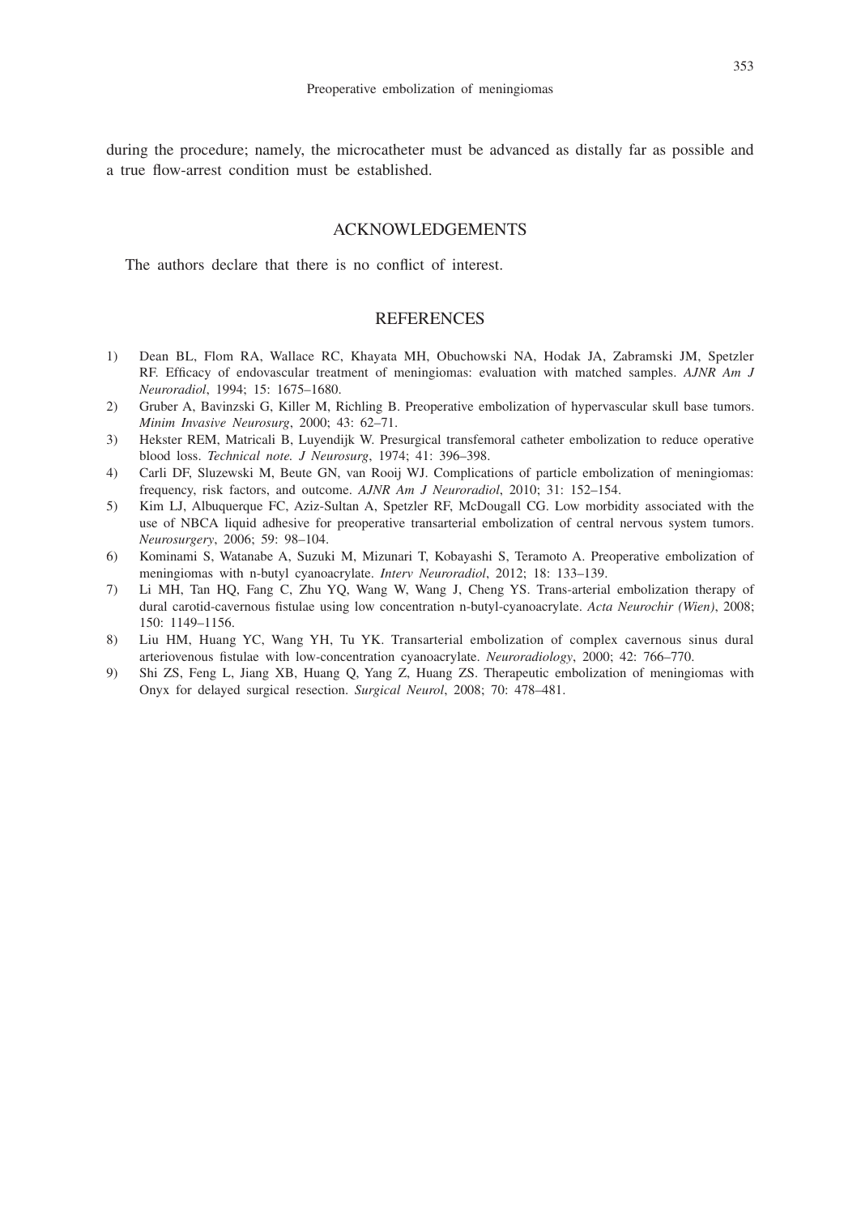during the procedure; namely, the microcatheter must be advanced as distally far as possible and a true flow-arrest condition must be established.

## ACKNOWLEDGEMENTS

The authors declare that there is no conflict of interest.

## REFERENCES

1) Dean BL, Flom RA, Wallace RC, Khayata MH, Obuchowski NA, Hodak JA, Zabramski JM, Spetzler RF. Efficacy of endovascular treatment of meningiomas: evaluation with matched samples. *AJNR Am J Neuroradiol*, 1994; 15: 1675–1680.
2) Gruber A, Bavinzski G, Killer M, Richling B. Preoperative embolization of hypervascular skull base tumors. *Minim Invasive Neurosurg*, 2000; 43: 62–71.
3) Hekster REM, Matricali B, Luyendijk W. Presurgical transfemoral catheter embolization to reduce operative blood loss. *Technical note. J Neurosurg*, 1974; 41: 396–398.
4) Carli DF, Sluzewski M, Beute GN, van Rooij WJ. Complications of particle embolization of meningiomas: frequency, risk factors, and outcome. *AJNR Am J Neuroradiol*, 2010; 31: 152–154.
5) Kim LJ, Albuquerque FC, Aziz-Sultan A, Spetzler RF, McDougall CG. Low morbidity associated with the use of NBCA liquid adhesive for preoperative transarterial embolization of central nervous system tumors. *Neurosurgery*, 2006; 59: 98–104.
6) Kominami S, Watanabe A, Suzuki M, Mizunari T, Kobayashi S, Teramoto A. Preoperative embolization of meningiomas with n-butyl cyanoacrylate. *Interv Neuroradiol*, 2012; 18: 133–139.
7) Li MH, Tan HQ, Fang C, Zhu YQ, Wang W, Wang J, Cheng YS. Trans-arterial embolization therapy of dural carotid-cavernous fistulae using low concentration n-butyl-cyanoacrylate. *Acta Neurochir (Wien)*, 2008; 150: 1149–1156.
8) Liu HM, Huang YC, Wang YH, Tu YK. Transarterial embolization of complex cavernous sinus dural arteriovenous fistulae with low-concentration cyanoacrylate. *Neuroradiology*, 2000; 42: 766–770.
9) Shi ZS, Feng L, Jiang XB, Huang Q, Yang Z, Huang ZS. Therapeutic embolization of meningiomas with Onyx for delayed surgical resection. *Surgical Neurol*, 2008; 70: 478–481.